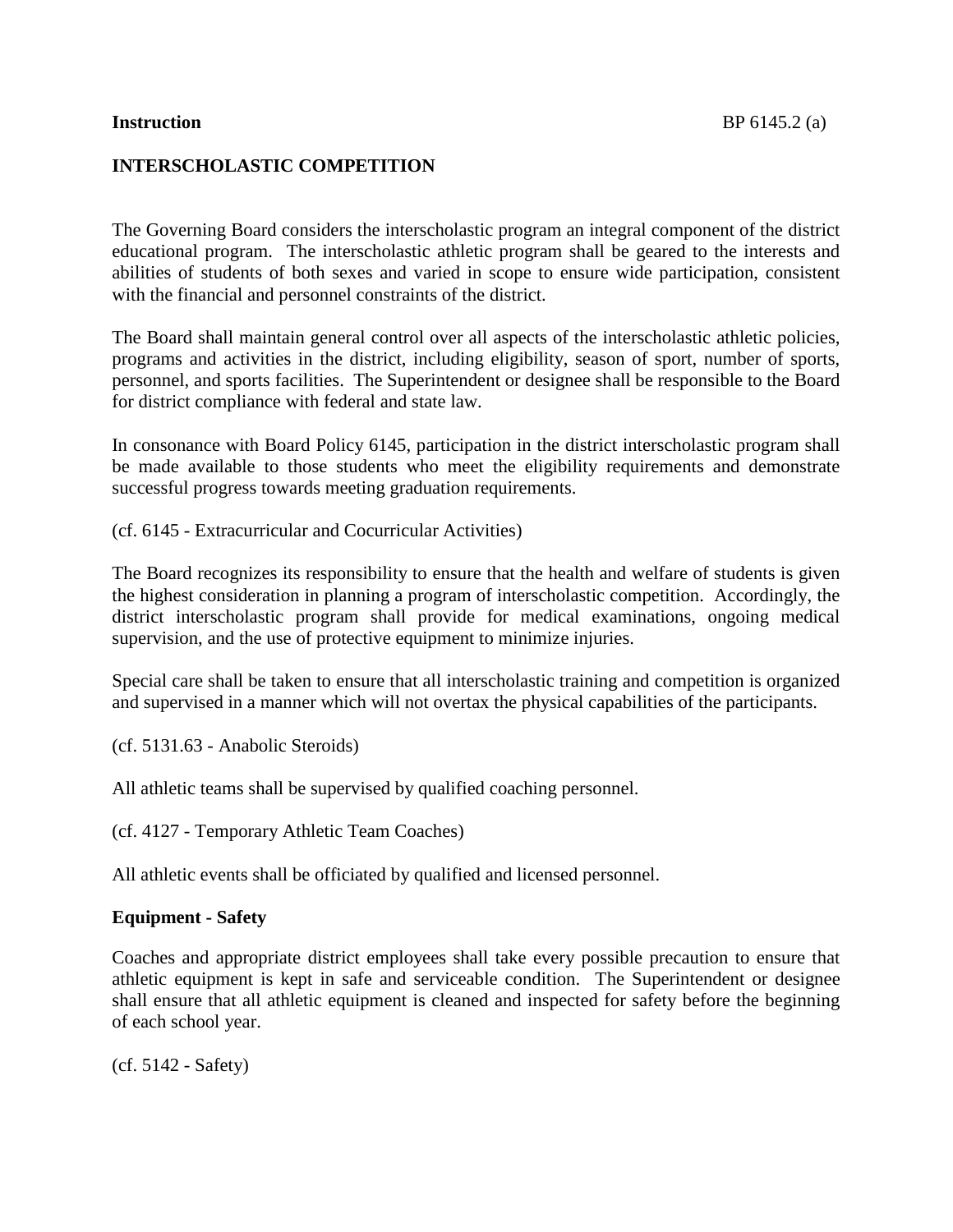**Instruction**

# INTERSCHOLASTIC COMPETITION

The Governing Board considers the interscholastic program an integral component of the district educational program. The interscholastic athletic program shall be geared to the interests and abilities of students of both sexes and varied in scope to ensure wide participation, consistent with the financial and personnel constraints of the district.

The Board shall maintain general control over all aspects of the interscholastic athletic policies, programs and activities in the district, including eligibility, season of sport, number of sports, personnel, and sports facilities. The Superintendent or designee shall be responsible to the Board for district compliance with federal and state law.

In consonance with Board Policy 6145, participation in the district interscholastic program shall be made available to those students who meet the eligibility requirements and demonstrate successful progress towards meeting graduation requirements.

(cf. 6145 - Extracurricular and Cocurricular Activities)

The Board recognizes its responsibility to ensure that the health and welfare of students is given the highest consideration in planning a program of interscholastic competition. Accordingly, the district interscholastic program shall provide for medical examinations, ongoing medical supervision, and the use of protective equipment to minimize injuries.

Special care shall be taken to ensure that all interscholastic training and competition is organized and supervised in a manner which will not overtax the physical capabilities of the participants.

(cf. 5131.63 - Anabolic Steroids)

All athletic teams shall be supervised by qualified coaching personnel.

(cf. 4127 - Temporary Athletic Team Coaches)

All athletic events shall be officiated by qualified and licensed personnel.

## Equipment - Safety

Coaches and appropriate district employees shall take every possible precaution to ensure that athletic equipment is kept in safe and serviceable condition. The Superintendent or designee shall ensure that all athletic equipment is cleaned and inspected for safety before the beginning of each school year.

(cf. 5142 - Safety)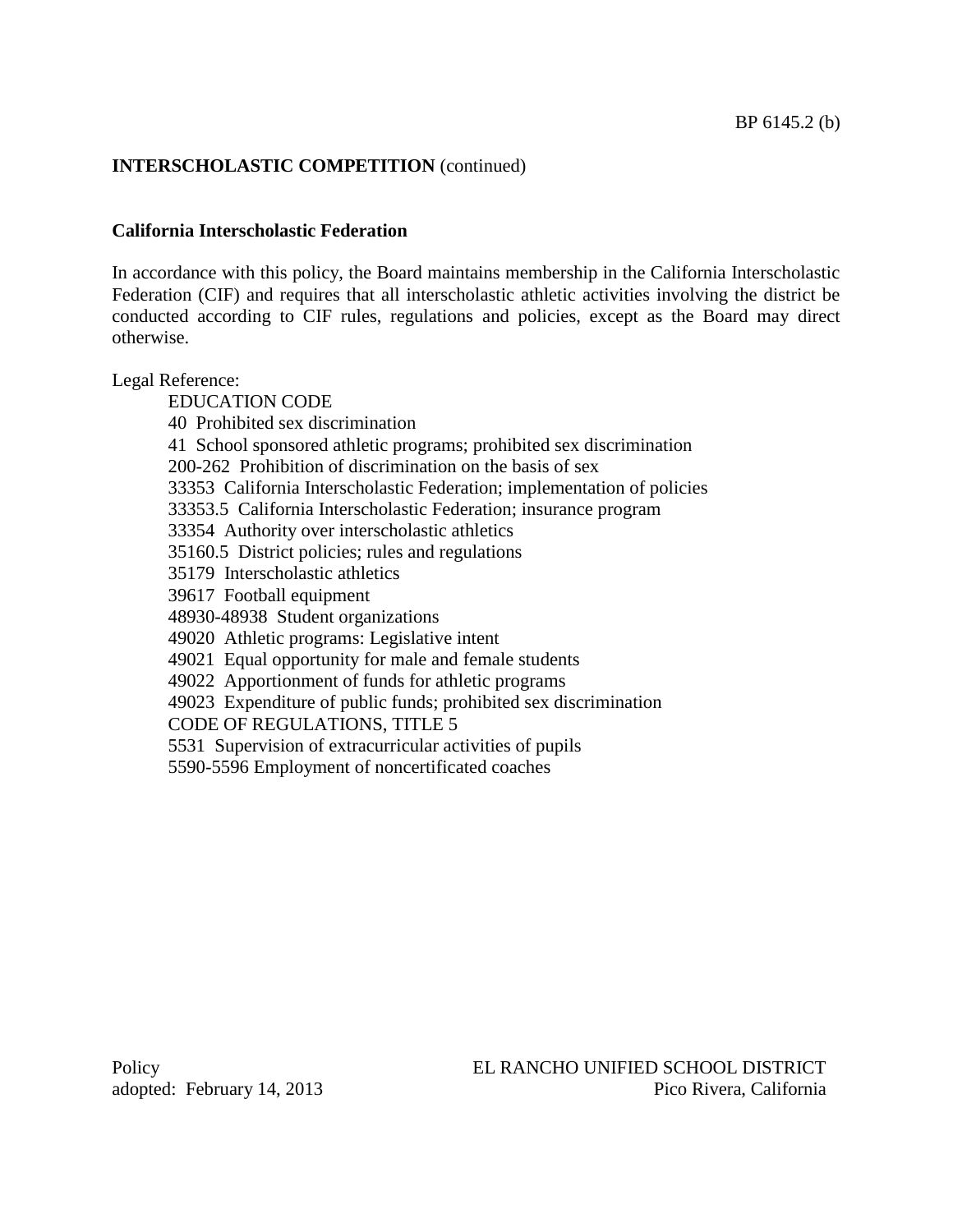**INTERSCHOLASTIC COMPETITION** (continued)

**California Interscholastic Federation**

In accordance with this policy, the Board maintains membership in the California Interscholastic Federation (CIF) and requires that all interscholastic athletic activities involving the district be conducted according to CIF rules, regulations and policies, except as the Board may direct otherwise.

Legal Reference:

EDUCATION CODE
40 Prohibited sex discrimination
41 School sponsored athletic programs; prohibited sex discrimination
200-262 Prohibition of discrimination on the basis of sex
33353 California Interscholastic Federation; implementation of policies
33353.5 California Interscholastic Federation; insurance program
33354 Authority over interscholastic athletics
35160.5 District policies; rules and regulations
35179 Interscholastic athletics
39617 Football equipment
48930-48938 Student organizations
49020 Athletic programs: Legislative intent
49021 Equal opportunity for male and female students
49022 Apportionment of funds for athletic programs
49023 Expenditure of public funds; prohibited sex discrimination
CODE OF REGULATIONS, TITLE 5
5531 Supervision of extracurricular activities of pupils
5590-5596 Employment of noncertificated coaches

Policy
adopted: February 14, 2013

EL RANCHO UNIFIED SCHOOL DISTRICT
Pico Rivera, California